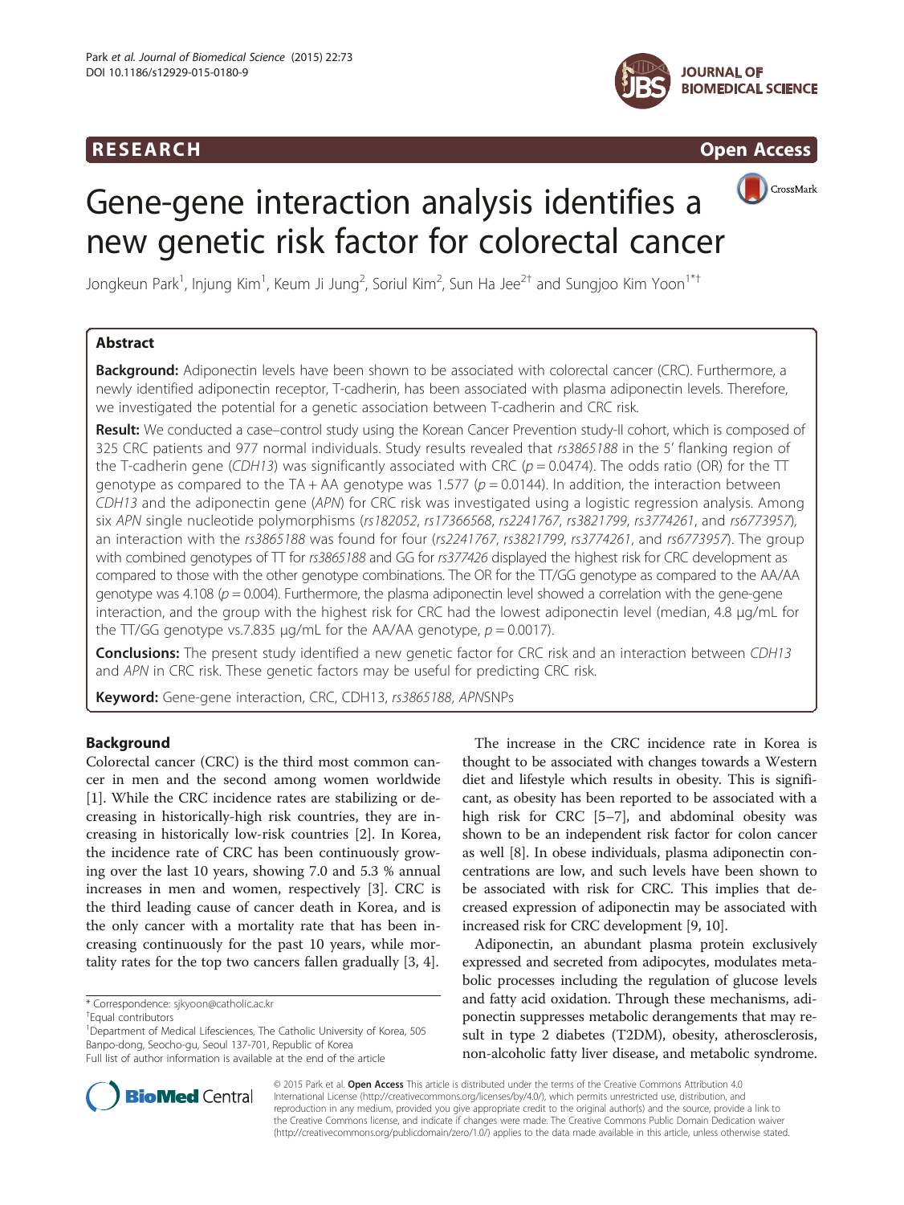RESEARCH Open Access

# Gene-gene interaction analysis identifies a new genetic risk factor for colorectal cancer

Jongkeun Park[1], Injung Kim[1], Keum Ji Jung[2], Soriul Kim[2], Sun Ha Jee[2†] and Sungjoo Kim Yoon[1*†]

## Abstract

**Background:** Adiponectin levels have been shown to be associated with colorectal cancer (CRC). Furthermore, a newly identified adiponectin receptor, T-cadherin, has been associated with plasma adiponectin levels. Therefore, we investigated the potential for a genetic association between T-cadherin and CRC risk.

**Result:** We conducted a case–control study using the Korean Cancer Prevention study-II cohort, which is composed of 325 CRC patients and 977 normal individuals. Study results revealed that *rs3865188* in the 5′ flanking region of the T-cadherin gene (*CDH13*) was significantly associated with CRC ($p = 0.0474$). The odds ratio (OR) for the TT genotype as compared to the TA + AA genotype was 1.577 ($p = 0.0144$). In addition, the interaction between *CDH13* and the adiponectin gene (*APN*) for CRC risk was investigated using a logistic regression analysis. Among six *APN* single nucleotide polymorphisms (*rs182052*, *rs17366568*, *rs2241767*, *rs3821799*, *rs3774261*, and *rs6773957*), an interaction with the *rs3865188* was found for four (*rs2241767*, *rs3821799*, *rs3774261*, and *rs6773957*). The group with combined genotypes of TT for *rs3865188* and GG for *rs377426* displayed the highest risk for CRC development as compared to those with the other genotype combinations. The OR for the TT/GG genotype as compared to the AA/AA genotype was 4.108 ($p = 0.004$). Furthermore, the plasma adiponectin level showed a correlation with the gene-gene interaction, and the group with the highest risk for CRC had the lowest adiponectin level (median, 4.8 μg/mL for the TT/GG genotype vs.7.835 μg/mL for the AA/AA genotype, $p = 0.0017$).

**Conclusions:** The present study identified a new genetic factor for CRC risk and an interaction between *CDH13* and *APN* in CRC risk. These genetic factors may be useful for predicting CRC risk.

**Keyword:** Gene-gene interaction, CRC, CDH13, *rs3865188*, *APN*SNPs

## Background

Colorectal cancer (CRC) is the third most common cancer in men and the second among women worldwide [1]. While the CRC incidence rates are stabilizing or decreasing in historically-high risk countries, they are increasing in historically low-risk countries [2]. In Korea, the incidence rate of CRC has been continuously growing over the last 10 years, showing 7.0 and 5.3 % annual increases in men and women, respectively [3]. CRC is the third leading cause of cancer death in Korea, and is the only cancer with a mortality rate that has been increasing continuously for the past 10 years, while mortality rates for the top two cancers fallen gradually [3, 4].

The increase in the CRC incidence rate in Korea is thought to be associated with changes towards a Western diet and lifestyle which results in obesity. This is significant, as obesity has been reported to be associated with a high risk for CRC [5–7], and abdominal obesity was shown to be an independent risk factor for colon cancer as well [8]. In obese individuals, plasma adiponectin concentrations are low, and such levels have been shown to be associated with risk for CRC. This implies that decreased expression of adiponectin may be associated with increased risk for CRC development [9, 10].

Adiponectin, an abundant plasma protein exclusively expressed and secreted from adipocytes, modulates metabolic processes including the regulation of glucose levels and fatty acid oxidation. Through these mechanisms, adiponectin suppresses metabolic derangements that may result in type 2 diabetes (T2DM), obesity, atherosclerosis, non-alcoholic fatty liver disease, and metabolic syndrome.

\* Correspondence: sjkyoon@catholic.ac.kr

†Equal contributors

[1]Department of Medical Lifesciences, The Catholic University of Korea, 505 Banpo-dong, Seocho-gu, Seoul 137-701, Republic of Korea

Full list of author information is available at the end of the article

© 2015 Park et al. **Open Access** This article is distributed under the terms of the Creative Commons Attribution 4.0 International License (http://creativecommons.org/licenses/by/4.0/), which permits unrestricted use, distribution, and reproduction in any medium, provided you give appropriate credit to the original author(s) and the source, provide a link to the Creative Commons license, and indicate if changes were made. The Creative Commons Public Domain Dedication waiver (http://creativecommons.org/publicdomain/zero/1.0/) applies to the data made available in this article, unless otherwise stated.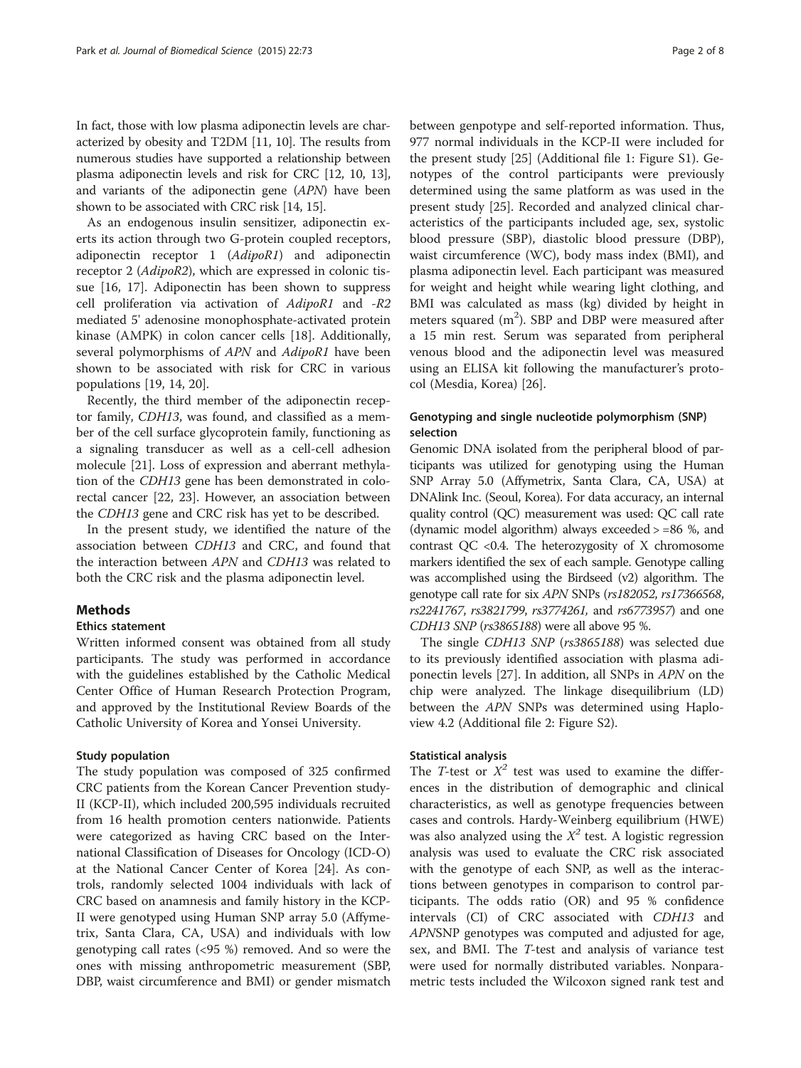In fact, those with low plasma adiponectin levels are characterized by obesity and T2DM [11, 10]. The results from numerous studies have supported a relationship between plasma adiponectin levels and risk for CRC [12, 10, 13], and variants of the adiponectin gene (*APN*) have been shown to be associated with CRC risk [14, 15].

As an endogenous insulin sensitizer, adiponectin exerts its action through two G-protein coupled receptors, adiponectin receptor 1 (*AdipoR1*) and adiponectin receptor 2 (*AdipoR2*), which are expressed in colonic tissue [16, 17]. Adiponectin has been shown to suppress cell proliferation via activation of *AdipoR1* and *-R2* mediated 5' adenosine monophosphate-activated protein kinase (AMPK) in colon cancer cells [18]. Additionally, several polymorphisms of *APN* and *AdipoR1* have been shown to be associated with risk for CRC in various populations [19, 14, 20].

Recently, the third member of the adiponectin receptor family, *CDH13*, was found, and classified as a member of the cell surface glycoprotein family, functioning as a signaling transducer as well as a cell-cell adhesion molecule [21]. Loss of expression and aberrant methylation of the *CDH13* gene has been demonstrated in colorectal cancer [22, 23]. However, an association between the *CDH13* gene and CRC risk has yet to be described.

In the present study, we identified the nature of the association between *CDH13* and CRC, and found that the interaction between *APN* and *CDH13* was related to both the CRC risk and the plasma adiponectin level.

## Methods

### Ethics statement

Written informed consent was obtained from all study participants. The study was performed in accordance with the guidelines established by the Catholic Medical Center Office of Human Research Protection Program, and approved by the Institutional Review Boards of the Catholic University of Korea and Yonsei University.

### Study population

The study population was composed of 325 confirmed CRC patients from the Korean Cancer Prevention study-II (KCP-II), which included 200,595 individuals recruited from 16 health promotion centers nationwide. Patients were categorized as having CRC based on the International Classification of Diseases for Oncology (ICD-O) at the National Cancer Center of Korea [24]. As controls, randomly selected 1004 individuals with lack of CRC based on anamnesis and family history in the KCP-II were genotyped using Human SNP array 5.0 (Affymetrix, Santa Clara, CA, USA) and individuals with low genotyping call rates (<95 %) removed. And so were the ones with missing anthropometric measurement (SBP, DBP, waist circumference and BMI) or gender mismatch between genpotype and self-reported information. Thus, 977 normal individuals in the KCP-II were included for the present study [25] (Additional file 1: Figure S1). Genotypes of the control participants were previously determined using the same platform as was used in the present study [25]. Recorded and analyzed clinical characteristics of the participants included age, sex, systolic blood pressure (SBP), diastolic blood pressure (DBP), waist circumference (WC), body mass index (BMI), and plasma adiponectin level. Each participant was measured for weight and height while wearing light clothing, and BMI was calculated as mass (kg) divided by height in meters squared ($m^2$). SBP and DBP were measured after a 15 min rest. Serum was separated from peripheral venous blood and the adiponectin level was measured using an ELISA kit following the manufacturer's protocol (Mesdia, Korea) [26].

### Genotyping and single nucleotide polymorphism (SNP) selection

Genomic DNA isolated from the peripheral blood of participants was utilized for genotyping using the Human SNP Array 5.0 (Affymetrix, Santa Clara, CA, USA) at DNAlink Inc. (Seoul, Korea). For data accuracy, an internal quality control (QC) measurement was used: QC call rate (dynamic model algorithm) always exceeded > =86 %, and contrast QC <0.4. The heterozygosity of X chromosome markers identified the sex of each sample. Genotype calling was accomplished using the Birdseed (v2) algorithm. The genotype call rate for six *APN* SNPs (*rs182052*, *rs17366568*, *rs2241767*, *rs3821799*, *rs3774261*, and *rs6773957*) and one *CDH13* SNP (*rs3865188*) were all above 95 %.

The single *CDH13 SNP* (*rs3865188*) was selected due to its previously identified association with plasma adiponectin levels [27]. In addition, all SNPs in *APN* on the chip were analyzed. The linkage disequilibrium (LD) between the *APN* SNPs was determined using Haploview 4.2 (Additional file 2: Figure S2).

### Statistical analysis

The *T*-test or $X^2$ test was used to examine the differences in the distribution of demographic and clinical characteristics, as well as genotype frequencies between cases and controls. Hardy-Weinberg equilibrium (HWE) was also analyzed using the $X^2$ test. A logistic regression analysis was used to evaluate the CRC risk associated with the genotype of each SNP, as well as the interactions between genotypes in comparison to control participants. The odds ratio (OR) and 95 % confidence intervals (CI) of CRC associated with *CDH13* and *APN*SNP genotypes was computed and adjusted for age, sex, and BMI. The *T*-test and analysis of variance test were used for normally distributed variables. Nonparametric tests included the Wilcoxon signed rank test and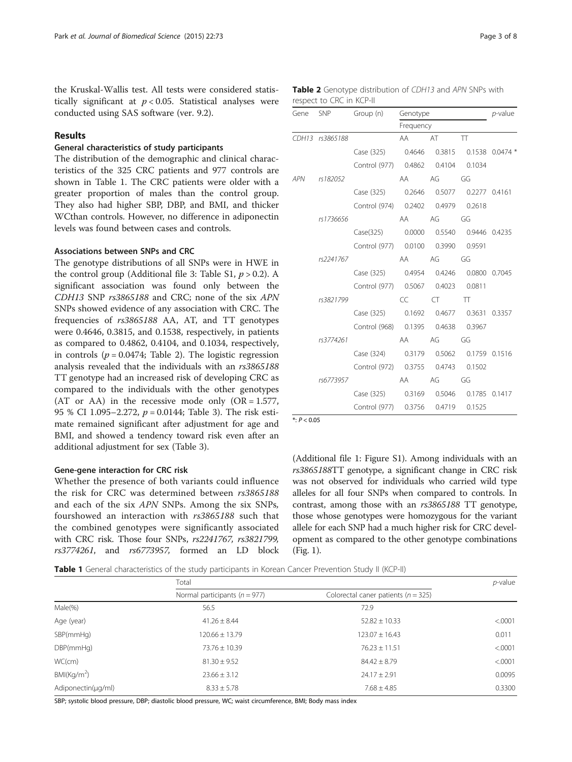the Kruskal-Wallis test. All tests were considered statistically significant at $p < 0.05$. Statistical analyses were conducted using SAS software (ver. 9.2).

## Results

### General characteristics of study participants

The distribution of the demographic and clinical characteristics of the 325 CRC patients and 977 controls are shown in Table 1. The CRC patients were older with a greater proportion of males than the control group. They also had higher SBP, DBP, and BMI, and thicker WCthan controls. However, no difference in adiponectin levels was found between cases and controls.

### Associations between SNPs and CRC

The genotype distributions of all SNPs were in HWE in the control group (Additional file 3: Table S1, $p > 0.2$). A significant association was found only between the *CDH13* SNP *rs3865188* and CRC; none of the six *APN* SNPs showed evidence of any association with CRC. The frequencies of *rs3865188* AA, AT, and TT genotypes were 0.4646, 0.3815, and 0.1538, respectively, in patients as compared to 0.4862, 0.4104, and 0.1034, respectively, in controls ($p = 0.0474$; Table 2). The logistic regression analysis revealed that the individuals with an *rs3865188* TT genotype had an increased risk of developing CRC as compared to the individuals with the other genotypes (AT or AA) in the recessive mode only (OR = 1.577, 95 % CI 1.095–2.272, $p = 0.0144$; Table 3). The risk estimate remained significant after adjustment for age and BMI, and showed a tendency toward risk even after an additional adjustment for sex (Table 3).

### Gene-gene interaction for CRC risk

Whether the presence of both variants could influence the risk for CRC was determined between *rs3865188* and each of the six *APN* SNPs. Among the six SNPs, fourshowed an interaction with *rs3865188* such that the combined genotypes were significantly associated with CRC risk. Those four SNPs, *rs2241767, rs3821799, rs3774261*, and *rs6773957*, formed an LD block

**Table 2** Genotype distribution of *CDH13* and *APN* SNPs with respect to CRC in KCP-II

| Gene | SNP | Group (n) | Genotype Frequency | | | *p*-value |
|---|---|---|---|---|---|---|
| *CDH13* | *rs3865188* | | AA | AT | TT | |
| | | Case (325) | 0.4646 | 0.3815 | 0.1538 | 0.0474 * |
| | | Control (977) | 0.4862 | 0.4104 | 0.1034 | |
| *APN* | *rs182052* | | AA | AG | GG | |
| | | Case (325) | 0.2646 | 0.5077 | 0.2277 | 0.4161 |
| | | Control (974) | 0.2402 | 0.4979 | 0.2618 | |
| | *rs1736656* | | AA | AG | GG | |
| | | Case(325) | 0.0000 | 0.5540 | 0.9446 | 0.4235 |
| | | Control (977) | 0.0100 | 0.3990 | 0.9591 | |
| | *rs2241767* | | AA | AG | GG | |
| | | Case (325) | 0.4954 | 0.4246 | 0.0800 | 0.7045 |
| | | Control (977) | 0.5067 | 0.4023 | 0.0811 | |
| | *rs3821799* | | CC | CT | TT | |
| | | Case (325) | 0.1692 | 0.4677 | 0.3631 | 0.3357 |
| | | Control (968) | 0.1395 | 0.4638 | 0.3967 | |
| | *rs3774261* | | AA | AG | GG | |
| | | Case (324) | 0.3179 | 0.5062 | 0.1759 | 0.1516 |
| | | Control (972) | 0.3755 | 0.4743 | 0.1502 | |
| | *rs6773957* | | AA | AG | GG | |
| | | Case (325) | 0.3169 | 0.5046 | 0.1785 | 0.1417 |
| | | Control (977) | 0.3756 | 0.4719 | 0.1525 | |

*: $P < 0.05$

(Additional file 1: Figure S1). Among individuals with an *rs3865188*TT genotype, a significant change in CRC risk was not observed for individuals who carried wild type alleles for all four SNPs when compared to controls. In contrast, among those with an *rs3865188* TT genotype, those whose genotypes were homozygous for the variant allele for each SNP had a much higher risk for CRC development as compared to the other genotype combinations (Fig. 1).

**Table 1** General characteristics of the study participants in Korean Cancer Prevention Study II (KCP-II)

| | Total | | *p*-value |
|---|---|---|---|
| | Normal participants ($n = 977$) | Colorectal caner patients ($n = 325$) | |
| Male(%) | 56.5 | 72.9 | |
| Age (year) | 41.26 ± 8.44 | 52.82 ± 10.33 | <.0001 |
| SBP(mmHg) | 120.66 ± 13.79 | 123.07 ± 16.43 | 0.011 |
| DBP(mmHg) | 73.76 ± 10.39 | 76.23 ± 11.51 | <.0001 |
| WC(cm) | 81.30 ± 9.52 | 84.42 ± 8.79 | <.0001 |
| BMI(Kg/m$^2$) | 23.66 ± 3.12 | 24.17 ± 2.91 | 0.0095 |
| Adiponectin(μg/ml) | 8.33 ± 5.78 | 7.68 ± 4.85 | 0.3300 |

SBP; systolic blood pressure, DBP; diastolic blood pressure, WC; waist circumference, BMI; Body mass index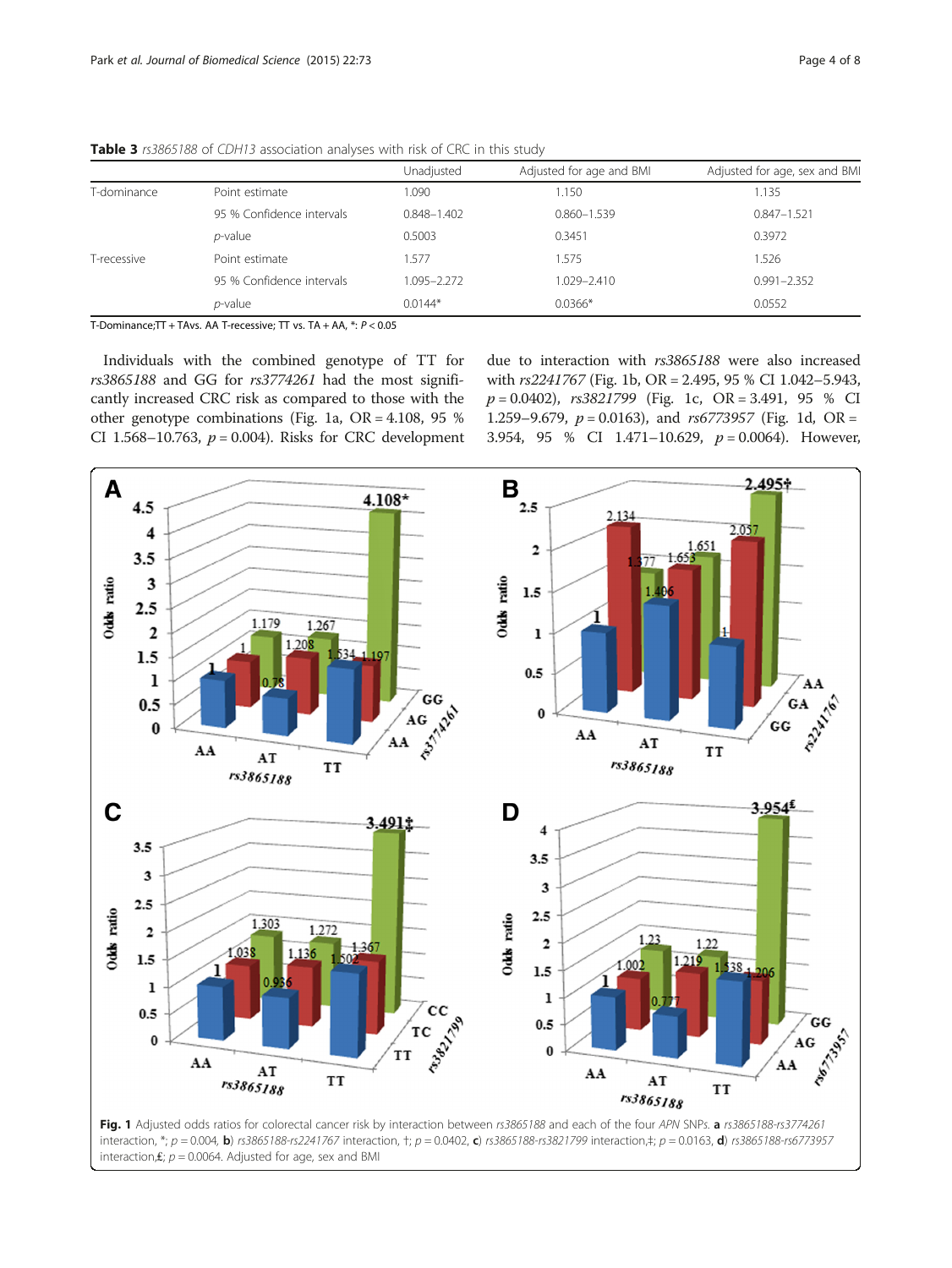**Table 3** *rs3865188* of *CDH13* association analyses with risk of CRC in this study

| | | Unadjusted | Adjusted for age and BMI | Adjusted for age, sex and BMI |
|---|---|---|---|---|
| T-dominance | Point estimate | 1.090 | 1.150 | 1.135 |
| | 95 % Confidence intervals | 0.848–1.402 | 0.860–1.539 | 0.847–1.521 |
| | *p*-value | 0.5003 | 0.3451 | 0.3972 |
| T-recessive | Point estimate | 1.577 | 1.575 | 1.526 |
| | 95 % Confidence intervals | 1.095–2.272 | 1.029–2.410 | 0.991–2.352 |
| | *p*-value | 0.0144* | 0.0366* | 0.0552 |

T-Dominance;TT + TAvs. AA T-recessive; TT vs. TA + AA, *: $P < 0.05$

Individuals with the combined genotype of TT for *rs3865188* and GG for *rs3774261* had the most significantly increased CRC risk as compared to those with the other genotype combinations (Fig. 1a, OR = 4.108, 95 % CI 1.568–10.763, $p = 0.004$). Risks for CRC development due to interaction with *rs3865188* were also increased with *rs2241767* (Fig. 1b, OR = 2.495, 95 % CI 1.042–5.943, $p = 0.0402$), *rs3821799* (Fig. 1c, OR = 3.491, 95 % CI 1.259–9.679, $p = 0.0163$), and *rs6773957* (Fig. 1d, OR = 3.954, 95 % CI 1.471–10.629, $p = 0.0064$). However,

**Fig. 1** Adjusted odds ratios for colorectal cancer risk by interaction between *rs3865188* and each of the four *APN* SNPs. **a** *rs3865188-rs3774261* interaction, *; $p = 0.004$, **b**) *rs3865188-rs2241767* interaction, †; $p = 0.0402$, **c**) *rs3865188-rs3821799* interaction,‡; $p = 0.0163$, **d**) *rs3865188-rs6773957* interaction,£; $p = 0.0064$. Adjusted for age, sex and BMI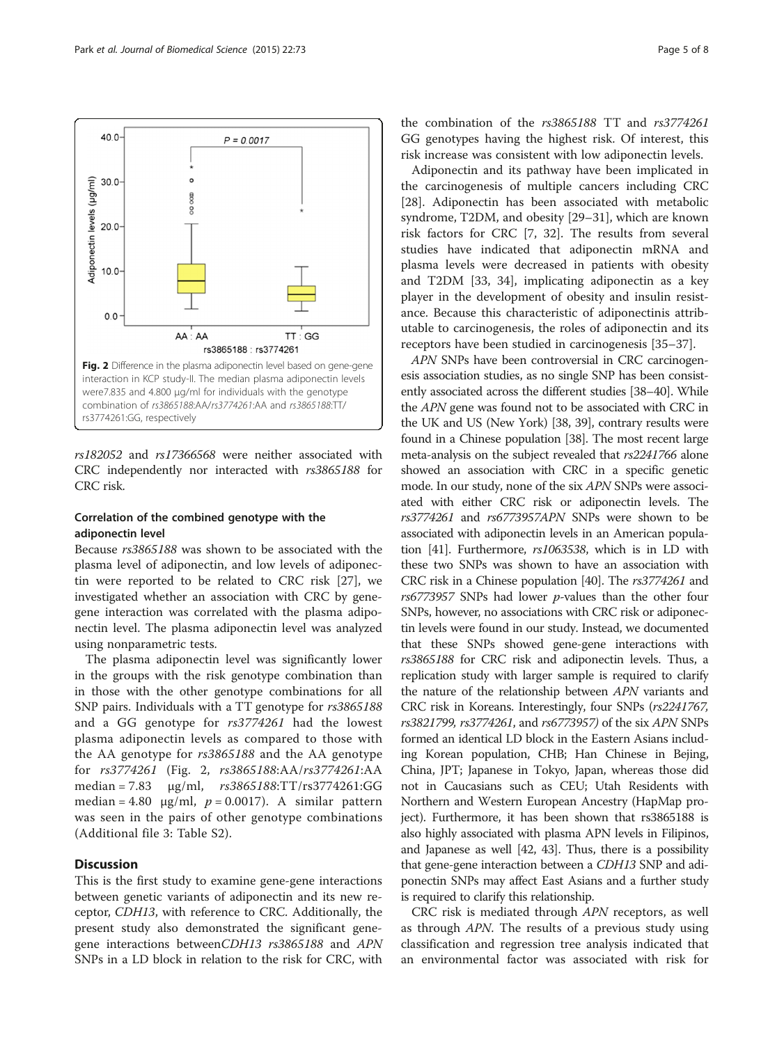Fig. 2 Difference in the plasma adiponectin level based on gene-gene interaction in KCP study-II. The median plasma adiponectin levels were7.835 and 4.800 µg/ml for individuals with the genotype combination of *rs3865188*:AA/*rs3774261*:AA and *rs3865188*:TT/rs3774261:GG, respectively

*rs182052* and *rs17366568* were neither associated with CRC independently nor interacted with *rs3865188* for CRC risk.

### Correlation of the combined genotype with the adiponectin level

Because *rs3865188* was shown to be associated with the plasma level of adiponectin, and low levels of adiponectin were reported to be related to CRC risk [27], we investigated whether an association with CRC by gene-gene interaction was correlated with the plasma adiponectin level. The plasma adiponectin level was analyzed using nonparametric tests.

The plasma adiponectin level was significantly lower in the groups with the risk genotype combination than in those with the other genotype combinations for all SNP pairs. Individuals with a TT genotype for *rs3865188* and a GG genotype for *rs3774261* had the lowest plasma adiponectin levels as compared to those with the AA genotype for *rs3865188* and the AA genotype for *rs3774261* (Fig. 2, *rs3865188*:AA/*rs3774261*:AA median = 7.83 µg/ml, *rs3865188*:TT/rs3774261:GG median = 4.80 µg/ml, $p = 0.0017$). A similar pattern was seen in the pairs of other genotype combinations (Additional file 3: Table S2).

## Discussion

This is the first study to examine gene-gene interactions between genetic variants of adiponectin and its new receptor, *CDH13*, with reference to CRC. Additionally, the present study also demonstrated the significant gene-gene interactions between*CDH13 rs3865188* and *APN* SNPs in a LD block in relation to the risk for CRC, with the combination of the *rs3865188* TT and *rs3774261* GG genotypes having the highest risk. Of interest, this risk increase was consistent with low adiponectin levels.

Adiponectin and its pathway have been implicated in the carcinogenesis of multiple cancers including CRC [28]. Adiponectin has been associated with metabolic syndrome, T2DM, and obesity [29–31], which are known risk factors for CRC [7, 32]. The results from several studies have indicated that adiponectin mRNA and plasma levels were decreased in patients with obesity and T2DM [33, 34], implicating adiponectin as a key player in the development of obesity and insulin resistance. Because this characteristic of adiponectinis attributable to carcinogenesis, the roles of adiponectin and its receptors have been studied in carcinogenesis [35–37].

*APN* SNPs have been controversial in CRC carcinogenesis association studies, as no single SNP has been consistently associated across the different studies [38–40]. While the *APN* gene was found not to be associated with CRC in the UK and US (New York) [38, 39], contrary results were found in a Chinese population [38]. The most recent large meta-analysis on the subject revealed that *rs2241766* alone showed an association with CRC in a specific genetic mode. In our study, none of the six *APN* SNPs were associated with either CRC risk or adiponectin levels. The *rs3774261* and *rs6773957APN* SNPs were shown to be associated with adiponectin levels in an American population [41]. Furthermore, *rs1063538*, which is in LD with these two SNPs was shown to have an association with CRC risk in a Chinese population [40]. The *rs3774261* and *rs6773957* SNPs had lower *p*-values than the other four SNPs, however, no associations with CRC risk or adiponectin levels were found in our study. Instead, we documented that these SNPs showed gene-gene interactions with *rs3865188* for CRC risk and adiponectin levels. Thus, a replication study with larger sample is required to clarify the nature of the relationship between *APN* variants and CRC risk in Koreans. Interestingly, four SNPs (*rs2241767, rs3821799, rs3774261*, and *rs6773957)* of the six *APN* SNPs formed an identical LD block in the Eastern Asians including Korean population, CHB; Han Chinese in Bejing, China, JPT; Japanese in Tokyo, Japan, whereas those did not in Caucasians such as CEU; Utah Residents with Northern and Western European Ancestry (HapMap project). Furthermore, it has been shown that rs3865188 is also highly associated with plasma APN levels in Filipinos, and Japanese as well [42, 43]. Thus, there is a possibility that gene-gene interaction between a *CDH13* SNP and adiponectin SNPs may affect East Asians and a further study is required to clarify this relationship.

CRC risk is mediated through *APN* receptors, as well as through *APN*. The results of a previous study using classification and regression tree analysis indicated that an environmental factor was associated with risk for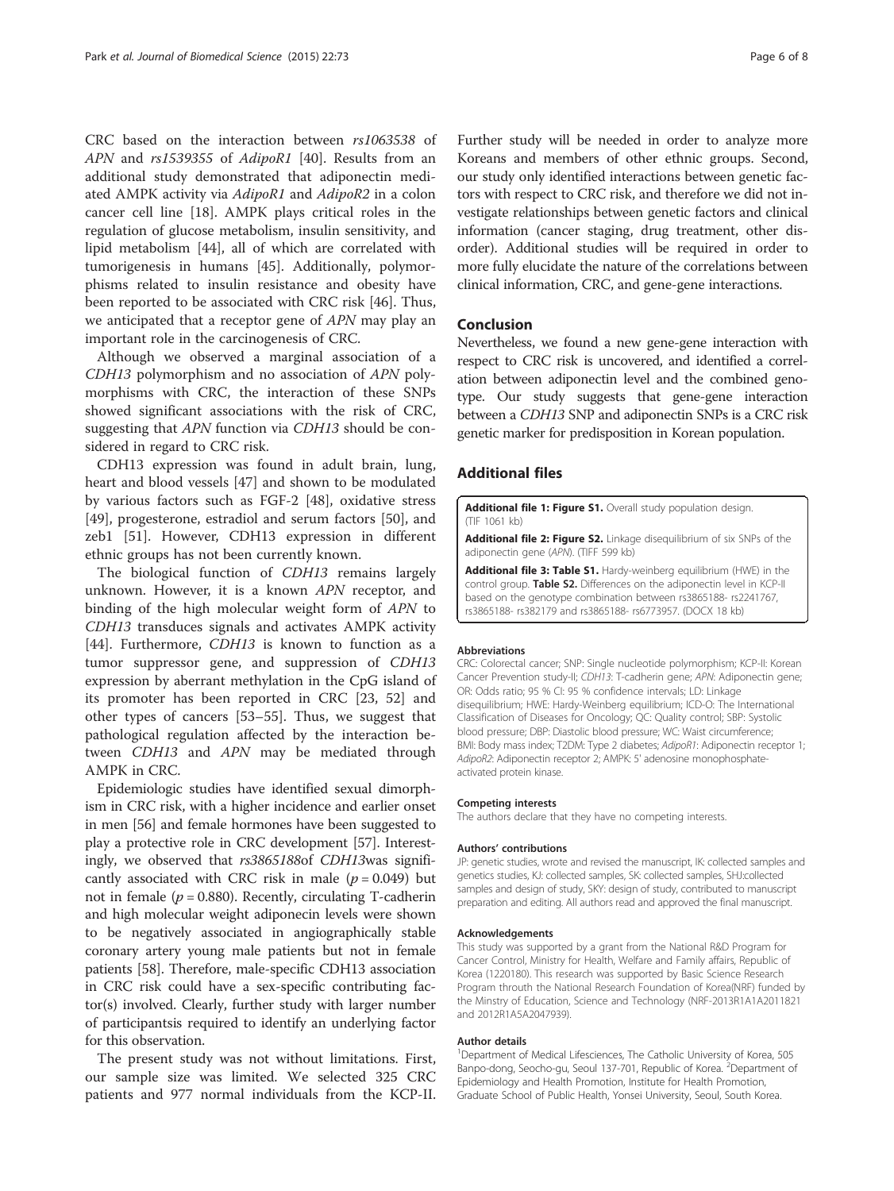CRC based on the interaction between *rs1063538* of *APN* and *rs1539355* of *AdipoR1* [40]. Results from an additional study demonstrated that adiponectin mediated AMPK activity via *AdipoR1* and *AdipoR2* in a colon cancer cell line [18]. AMPK plays critical roles in the regulation of glucose metabolism, insulin sensitivity, and lipid metabolism [44], all of which are correlated with tumorigenesis in humans [45]. Additionally, polymorphisms related to insulin resistance and obesity have been reported to be associated with CRC risk [46]. Thus, we anticipated that a receptor gene of *APN* may play an important role in the carcinogenesis of CRC.

Although we observed a marginal association of a *CDH13* polymorphism and no association of *APN* polymorphisms with CRC, the interaction of these SNPs showed significant associations with the risk of CRC, suggesting that *APN* function via *CDH13* should be considered in regard to CRC risk.

CDH13 expression was found in adult brain, lung, heart and blood vessels [47] and shown to be modulated by various factors such as FGF-2 [48], oxidative stress [49], progesterone, estradiol and serum factors [50], and zeb1 [51]. However, CDH13 expression in different ethnic groups has not been currently known.

The biological function of *CDH13* remains largely unknown. However, it is a known *APN* receptor, and binding of the high molecular weight form of *APN* to *CDH13* transduces signals and activates AMPK activity [44]. Furthermore, *CDH13* is known to function as a tumor suppressor gene, and suppression of *CDH13* expression by aberrant methylation in the CpG island of its promoter has been reported in CRC [23, 52] and other types of cancers [53–55]. Thus, we suggest that pathological regulation affected by the interaction between *CDH13* and *APN* may be mediated through AMPK in CRC.

Epidemiologic studies have identified sexual dimorphism in CRC risk, with a higher incidence and earlier onset in men [56] and female hormones have been suggested to play a protective role in CRC development [57]. Interestingly, we observed that *rs3865188*of *CDH13*was significantly associated with CRC risk in male ($p = 0.049$) but not in female ($p = 0.880$). Recently, circulating T-cadherin and high molecular weight adiponecin levels were shown to be negatively associated in angiographically stable coronary artery young male patients but not in female patients [58]. Therefore, male-specific CDH13 association in CRC risk could have a sex-specific contributing factor(s) involved. Clearly, further study with larger number of participantsis required to identify an underlying factor for this observation.

The present study was not without limitations. First, our sample size was limited. We selected 325 CRC patients and 977 normal individuals from the KCP-II. Further study will be needed in order to analyze more Koreans and members of other ethnic groups. Second, our study only identified interactions between genetic factors with respect to CRC risk, and therefore we did not investigate relationships between genetic factors and clinical information (cancer staging, drug treatment, other disorder). Additional studies will be required in order to more fully elucidate the nature of the correlations between clinical information, CRC, and gene-gene interactions.

## Conclusion

Nevertheless, we found a new gene-gene interaction with respect to CRC risk is uncovered, and identified a correlation between adiponectin level and the combined genotype. Our study suggests that gene-gene interaction between a *CDH13* SNP and adiponectin SNPs is a CRC risk genetic marker for predisposition in Korean population.

## Additional files

**Additional file 1: Figure S1.** Overall study population design. (TIF 1061 kb)

**Additional file 2: Figure S2.** Linkage disequilibrium of six SNPs of the adiponectin gene (*APN*). (TIFF 599 kb)

**Additional file 3: Table S1.** Hardy-weinberg equilibrium (HWE) in the control group. **Table S2.** Differences on the adiponectin level in KCP-II based on the genotype combination between rs3865188- rs2241767, rs3865188- rs382179 and rs3865188- rs6773957. (DOCX 18 kb)

#### Abbreviations

CRC: Colorectal cancer; SNP: Single nucleotide polymorphism; KCP-II: Korean Cancer Prevention study-II; *CDH13*: T-cadherin gene; *APN*: Adiponectin gene; OR: Odds ratio; 95 % CI: 95 % confidence intervals; LD: Linkage disequilibrium; HWE: Hardy-Weinberg equilibrium; ICD-O: The International Classification of Diseases for Oncology; QC: Quality control; SBP: Systolic blood pressure; DBP: Diastolic blood pressure; WC: Waist circumference; BMI: Body mass index; T2DM: Type 2 diabetes; *AdipoR1*: Adiponectin receptor 1; *AdipoR2*: Adiponectin receptor 2; AMPK: 5' adenosine monophosphate-activated protein kinase.

#### Competing interests

The authors declare that they have no competing interests.

#### Authors' contributions

JP: genetic studies, wrote and revised the manuscript, IK: collected samples and genetics studies, KJ: collected samples, SK: collected samples, SHJ:collected samples and design of study, SKY: design of study, contributed to manuscript preparation and editing. All authors read and approved the final manuscript.

#### Acknowledgements

This study was supported by a grant from the National R&D Program for Cancer Control, Ministry for Health, Welfare and Family affairs, Republic of Korea (1220180). This research was supported by Basic Science Research Program throuth the National Research Foundation of Korea(NRF) funded by the Minstry of Education, Science and Technology (NRF-2013R1A1A2011821 and 2012R1A5A2047939).

#### Author details

[1]Department of Medical Lifesciences, The Catholic University of Korea, 505 Banpo-dong, Seocho-gu, Seoul 137-701, Republic of Korea. [2]Department of Epidemiology and Health Promotion, Institute for Health Promotion, Graduate School of Public Health, Yonsei University, Seoul, South Korea.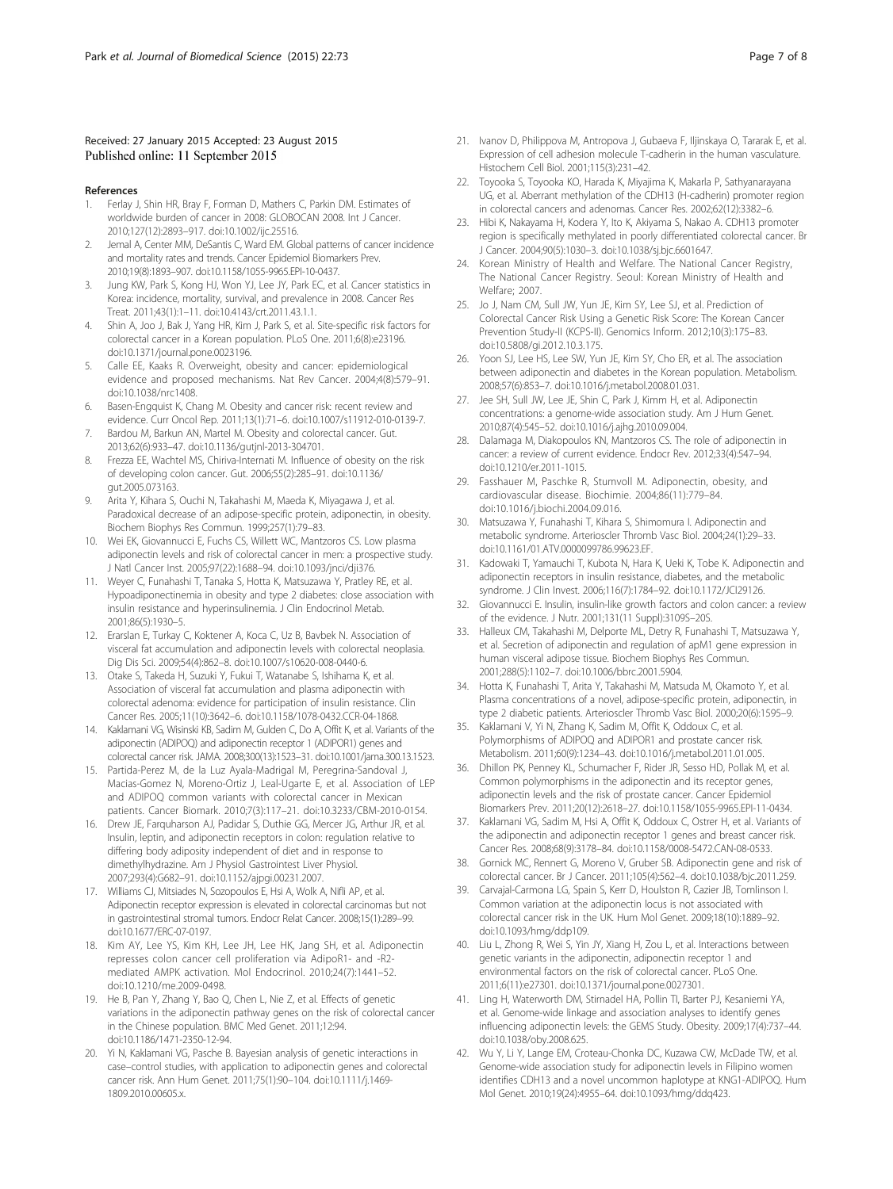Received: 27 January 2015 Accepted: 23 August 2015
Published online: 11 September 2015

## References

1. Ferlay J, Shin HR, Bray F, Forman D, Mathers C, Parkin DM. Estimates of worldwide burden of cancer in 2008: GLOBOCAN 2008. Int J Cancer. 2010;127(12):2893–917. doi:10.1002/ijc.25516.
2. Jemal A, Center MM, DeSantis C, Ward EM. Global patterns of cancer incidence and mortality rates and trends. Cancer Epidemiol Biomarkers Prev. 2010;19(8):1893–907. doi:10.1158/1055-9965.EPI-10-0437.
3. Jung KW, Park S, Kong HJ, Won YJ, Lee JY, Park EC, et al. Cancer statistics in Korea: incidence, mortality, survival, and prevalence in 2008. Cancer Res Treat. 2011;43(1):1–11. doi:10.4143/crt.2011.43.1.1.
4. Shin A, Joo J, Bak J, Yang HR, Kim J, Park S, et al. Site-specific risk factors for colorectal cancer in a Korean population. PLoS One. 2011;6(8):e23196. doi:10.1371/journal.pone.0023196.
5. Calle EE, Kaaks R. Overweight, obesity and cancer: epidemiological evidence and proposed mechanisms. Nat Rev Cancer. 2004;4(8):579–91. doi:10.1038/nrc1408.
6. Basen-Engquist K, Chang M. Obesity and cancer risk: recent review and evidence. Curr Oncol Rep. 2011;13(1):71–6. doi:10.1007/s11912-010-0139-7.
7. Bardou M, Barkun AN, Martel M. Obesity and colorectal cancer. Gut. 2013;62(6):933–47. doi:10.1136/gutjnl-2013-304701.
8. Frezza EE, Wachtel MS, Chiriva-Internati M. Influence of obesity on the risk of developing colon cancer. Gut. 2006;55(2):285–91. doi:10.1136/gut.2005.073163.
9. Arita Y, Kihara S, Ouchi N, Takahashi M, Maeda K, Miyagawa J, et al. Paradoxical decrease of an adipose-specific protein, adiponectin, in obesity. Biochem Biophys Res Commun. 1999;257(1):79–83.
10. Wei EK, Giovannucci E, Fuchs CS, Willett WC, Mantzoros CS. Low plasma adiponectin levels and risk of colorectal cancer in men: a prospective study. J Natl Cancer Inst. 2005;97(22):1688–94. doi:10.1093/jnci/dji376.
11. Weyer C, Funahashi T, Tanaka S, Hotta K, Matsuzawa Y, Pratley RE, et al. Hypoadiponectinemia in obesity and type 2 diabetes: close association with insulin resistance and hyperinsulinemia. J Clin Endocrinol Metab. 2001;86(5):1930–5.
12. Erarslan E, Turkay C, Koktener A, Koca C, Uz B, Bavbek N. Association of visceral fat accumulation and adiponectin levels with colorectal neoplasia. Dig Dis Sci. 2009;54(4):862–8. doi:10.1007/s10620-008-0440-6.
13. Otake S, Takeda H, Suzuki Y, Fukui T, Watanabe S, Ishihama K, et al. Association of visceral fat accumulation and plasma adiponectin with colorectal adenoma: evidence for participation of insulin resistance. Clin Cancer Res. 2005;11(10):3642–6. doi:10.1158/1078-0432.CCR-04-1868.
14. Kaklamani VG, Wisinski KB, Sadim M, Gulden C, Do A, Offit K, et al. Variants of the adiponectin (ADIPOQ) and adiponectin receptor 1 (ADIPOR1) genes and colorectal cancer risk. JAMA. 2008;300(13):1523–31. doi:10.1001/jama.300.13.1523.
15. Partida-Perez M, de la Luz Ayala-Madrigal M, Peregrina-Sandoval J, Macias-Gomez N, Moreno-Ortiz J, Leal-Ugarte E, et al. Association of LEP and ADIPOQ common variants with colorectal cancer in Mexican patients. Cancer Biomark. 2010;7(3):117–21. doi:10.3233/CBM-2010-0154.
16. Drew JE, Farquharson AJ, Padidar S, Duthie GG, Mercer JG, Arthur JR, et al. Insulin, leptin, and adiponectin receptors in colon: regulation relative to differing body adiposity independent of diet and in response to dimethylhydrazine. Am J Physiol Gastrointest Liver Physiol. 2007;293(4):G682–91. doi:10.1152/ajpgi.00231.2007.
17. Williams CJ, Mitsiades N, Sozopoulos E, Hsi A, Wolk A, Nifli AP, et al. Adiponectin receptor expression is elevated in colorectal carcinomas but not in gastrointestinal stromal tumors. Endocr Relat Cancer. 2008;15(1):289–99. doi:10.1677/ERC-07-0197.
18. Kim AY, Lee YS, Kim KH, Lee JH, Lee HK, Jang SH, et al. Adiponectin represses colon cancer cell proliferation via AdipoR1- and -R2-mediated AMPK activation. Mol Endocrinol. 2010;24(7):1441–52. doi:10.1210/me.2009-0498.
19. He B, Pan Y, Zhang Y, Bao Q, Chen L, Nie Z, et al. Effects of genetic variations in the adiponectin pathway genes on the risk of colorectal cancer in the Chinese population. BMC Med Genet. 2011;12:94. doi:10.1186/1471-2350-12-94.
20. Yi N, Kaklamani VG, Pasche B. Bayesian analysis of genetic interactions in case–control studies, with application to adiponectin genes and colorectal cancer risk. Ann Hum Genet. 2011;75(1):90–104. doi:10.1111/j.1469-1809.2010.00605.x.
21. Ivanov D, Philippova M, Antropova J, Gubaeva F, Iljinskaya O, Tararak E, et al. Expression of cell adhesion molecule T-cadherin in the human vasculature. Histochem Cell Biol. 2001;115(3):231–42.
22. Toyooka S, Toyooka KO, Harada K, Miyajima K, Makarla P, Sathyanarayana UG, et al. Aberrant methylation of the CDH13 (H-cadherin) promoter region in colorectal cancers and adenomas. Cancer Res. 2002;62(12):3382–6.
23. Hibi K, Nakayama H, Kodera Y, Ito K, Akiyama S, Nakao A. CDH13 promoter region is specifically methylated in poorly differentiated colorectal cancer. Br J Cancer. 2004;90(5):1030–3. doi:10.1038/sj.bjc.6601647.
24. Korean Ministry of Health and Welfare. The National Cancer Registry, The National Cancer Registry. Seoul: Korean Ministry of Health and Welfare; 2007.
25. Jo J, Nam CM, Sull JW, Yun JE, Kim SY, Lee SJ, et al. Prediction of Colorectal Cancer Risk Using a Genetic Risk Score: The Korean Cancer Prevention Study-II (KCPS-II). Genomics Inform. 2012;10(3):175–83. doi:10.5808/gi.2012.10.3.175.
26. Yoon SJ, Lee HS, Lee SW, Yun JE, Kim SY, Cho ER, et al. The association between adiponectin and diabetes in the Korean population. Metabolism. 2008;57(6):853–7. doi:10.1016/j.metabol.2008.01.031.
27. Jee SH, Sull JW, Lee JE, Shin C, Park J, Kimm H, et al. Adiponectin concentrations: a genome-wide association study. Am J Hum Genet. 2010;87(4):545–52. doi:10.1016/j.ajhg.2010.09.004.
28. Dalamaga M, Diakopoulos KN, Mantzoros CS. The role of adiponectin in cancer: a review of current evidence. Endocr Rev. 2012;33(4):547–94. doi:10.1210/er.2011-1015.
29. Fasshauer M, Paschke R, Stumvoll M. Adiponectin, obesity, and cardiovascular disease. Biochimie. 2004;86(11):779–84. doi:10.1016/j.biochi.2004.09.016.
30. Matsuzawa Y, Funahashi T, Kihara S, Shimomura I. Adiponectin and metabolic syndrome. Arterioscler Thromb Vasc Biol. 2004;24(1):29–33. doi:10.1161/01.ATV.0000099786.99623.EF.
31. Kadowaki T, Yamauchi T, Kubota N, Hara K, Ueki K, Tobe K. Adiponectin and adiponectin receptors in insulin resistance, diabetes, and the metabolic syndrome. J Clin Invest. 2006;116(7):1784–92. doi:10.1172/JCI29126.
32. Giovannucci E. Insulin, insulin-like growth factors and colon cancer: a review of the evidence. J Nutr. 2001;131(11 Suppl):3109S–20S.
33. Halleux CM, Takahashi M, Delporte ML, Detry R, Funahashi T, Matsuzawa Y, et al. Secretion of adiponectin and regulation of apM1 gene expression in human visceral adipose tissue. Biochem Biophys Res Commun. 2001;288(5):1102–7. doi:10.1006/bbrc.2001.5904.
34. Hotta K, Funahashi T, Arita Y, Takahashi M, Matsuda M, Okamoto Y, et al. Plasma concentrations of a novel, adipose-specific protein, adiponectin, in type 2 diabetic patients. Arterioscler Thromb Vasc Biol. 2000;20(6):1595–9.
35. Kaklamani V, Yi N, Zhang K, Sadim M, Offit K, Oddoux C, et al. Polymorphisms of ADIPOQ and ADIPOR1 and prostate cancer risk. Metabolism. 2011;60(9):1234–43. doi:10.1016/j.metabol.2011.01.005.
36. Dhillon PK, Penney KL, Schumacher F, Rider JR, Sesso HD, Pollak M, et al. Common polymorphisms in the adiponectin and its receptor genes, adiponectin levels and the risk of prostate cancer. Cancer Epidemiol Biomarkers Prev. 2011;20(12):2618–27. doi:10.1158/1055-9965.EPI-11-0434.
37. Kaklamani VG, Sadim M, Hsi A, Offit K, Oddoux C, Ostrer H, et al. Variants of the adiponectin and adiponectin receptor 1 genes and breast cancer risk. Cancer Res. 2008;68(9):3178–84. doi:10.1158/0008-5472.CAN-08-0533.
38. Gornick MC, Rennert G, Moreno V, Gruber SB. Adiponectin gene and risk of colorectal cancer. Br J Cancer. 2011;105(4):562–4. doi:10.1038/bjc.2011.259.
39. Carvajal-Carmona LG, Spain S, Kerr D, Houlston R, Cazier JB, Tomlinson I. Common variation at the adiponectin locus is not associated with colorectal cancer risk in the UK. Hum Mol Genet. 2009;18(10):1889–92. doi:10.1093/hmg/ddp109.
40. Liu L, Zhong R, Wei S, Yin JY, Xiang H, Zou L, et al. Interactions between genetic variants in the adiponectin, adiponectin receptor 1 and environmental factors on the risk of colorectal cancer. PLoS One. 2011;6(11):e27301. doi:10.1371/journal.pone.0027301.
41. Ling H, Waterworth DM, Stirnadel HA, Pollin TI, Barter PJ, Kesaniemi YA, et al. Genome-wide linkage and association analyses to identify genes influencing adiponectin levels: the GEMS Study. Obesity. 2009;17(4):737–44. doi:10.1038/oby.2008.625.
42. Wu Y, Li Y, Lange EM, Croteau-Chonka DC, Kuzawa CW, McDade TW, et al. Genome-wide association study for adiponectin levels in Filipino women identifies CDH13 and a novel uncommon haplotype at KNG1-ADIPOQ. Hum Mol Genet. 2010;19(24):4955–64. doi:10.1093/hmg/ddq423.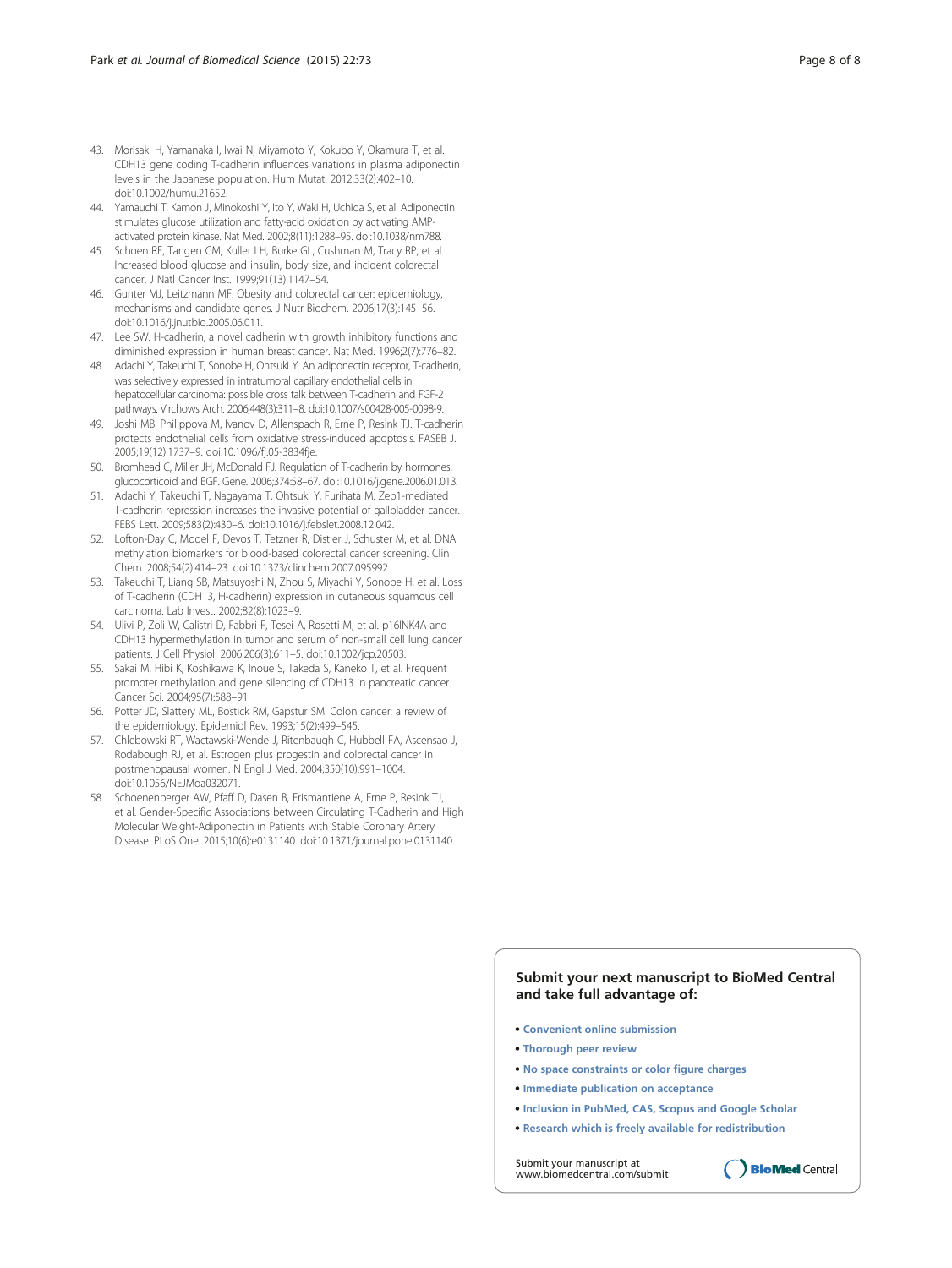43. Morisaki H, Yamanaka I, Iwai N, Miyamoto Y, Kokubo Y, Okamura T, et al. CDH13 gene coding T-cadherin influences variations in plasma adiponectin levels in the Japanese population. Hum Mutat. 2012;33(2):402–10. doi:10.1002/humu.21652.
44. Yamauchi T, Kamon J, Minokoshi Y, Ito Y, Waki H, Uchida S, et al. Adiponectin stimulates glucose utilization and fatty-acid oxidation by activating AMP-activated protein kinase. Nat Med. 2002;8(11):1288–95. doi:10.1038/nm788.
45. Schoen RE, Tangen CM, Kuller LH, Burke GL, Cushman M, Tracy RP, et al. Increased blood glucose and insulin, body size, and incident colorectal cancer. J Natl Cancer Inst. 1999;91(13):1147–54.
46. Gunter MJ, Leitzmann MF. Obesity and colorectal cancer: epidemiology, mechanisms and candidate genes. J Nutr Biochem. 2006;17(3):145–56. doi:10.1016/j.jnutbio.2005.06.011.
47. Lee SW. H-cadherin, a novel cadherin with growth inhibitory functions and diminished expression in human breast cancer. Nat Med. 1996;2(7):776–82.
48. Adachi Y, Takeuchi T, Sonobe H, Ohtsuki Y. An adiponectin receptor, T-cadherin, was selectively expressed in intratumoral capillary endothelial cells in hepatocellular carcinoma: possible cross talk between T-cadherin and FGF-2 pathways. Virchows Arch. 2006;448(3):311–8. doi:10.1007/s00428-005-0098-9.
49. Joshi MB, Philippova M, Ivanov D, Allenspach R, Erne P, Resink TJ. T-cadherin protects endothelial cells from oxidative stress-induced apoptosis. FASEB J. 2005;19(12):1737–9. doi:10.1096/fj.05-3834fje.
50. Bromhead C, Miller JH, McDonald FJ. Regulation of T-cadherin by hormones, glucocorticoid and EGF. Gene. 2006;374:58–67. doi:10.1016/j.gene.2006.01.013.
51. Adachi Y, Takeuchi T, Nagayama T, Ohtsuki Y, Furihata M. Zeb1-mediated T-cadherin repression increases the invasive potential of gallbladder cancer. FEBS Lett. 2009;583(2):430–6. doi:10.1016/j.febslet.2008.12.042.
52. Lofton-Day C, Model F, Devos T, Tetzner R, Distler J, Schuster M, et al. DNA methylation biomarkers for blood-based colorectal cancer screening. Clin Chem. 2008;54(2):414–23. doi:10.1373/clinchem.2007.095992.
53. Takeuchi T, Liang SB, Matsuyoshi N, Zhou S, Miyachi Y, Sonobe H, et al. Loss of T-cadherin (CDH13, H-cadherin) expression in cutaneous squamous cell carcinoma. Lab Invest. 2002;82(8):1023–9.
54. Ulivi P, Zoli W, Calistri D, Fabbri F, Tesei A, Rosetti M, et al. p16INK4A and CDH13 hypermethylation in tumor and serum of non-small cell lung cancer patients. J Cell Physiol. 2006;206(3):611–5. doi:10.1002/jcp.20503.
55. Sakai M, Hibi K, Koshikawa K, Inoue S, Takeda S, Kaneko T, et al. Frequent promoter methylation and gene silencing of CDH13 in pancreatic cancer. Cancer Sci. 2004;95(7):588–91.
56. Potter JD, Slattery ML, Bostick RM, Gapstur SM. Colon cancer: a review of the epidemiology. Epidemiol Rev. 1993;15(2):499–545.
57. Chlebowski RT, Wactawski-Wende J, Ritenbaugh C, Hubbell FA, Ascensao J, Rodabough RJ, et al. Estrogen plus progestin and colorectal cancer in postmenopausal women. N Engl J Med. 2004;350(10):991–1004. doi:10.1056/NEJMoa032071.
58. Schoenenberger AW, Pfaff D, Dasen B, Frismantiene A, Erne P, Resink TJ, et al. Gender-Specific Associations between Circulating T-Cadherin and High Molecular Weight-Adiponectin in Patients with Stable Coronary Artery Disease. PLoS One. 2015;10(6):e0131140. doi:10.1371/journal.pone.0131140.

**Submit your next manuscript to BioMed Central and take full advantage of:**

- **Convenient online submission**
- **Thorough peer review**
- **No space constraints or color figure charges**
- **Immediate publication on acceptance**
- **Inclusion in PubMed, CAS, Scopus and Google Scholar**
- **Research which is freely available for redistribution**

Submit your manuscript at www.biomedcentral.com/submit

BioMed Central